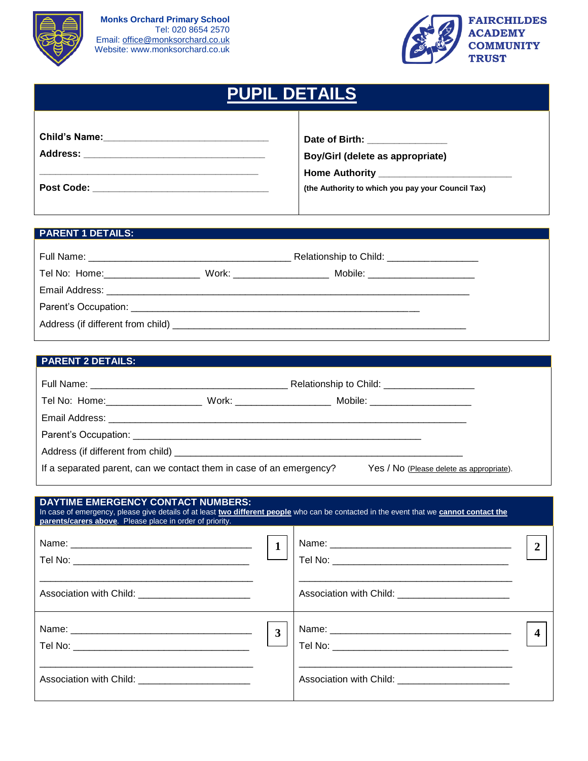**Monks Orchard Primary School**
Tel: 020 8654 2570
Email: office@monksorchard.co.uk
Website: www.monksorchard.co.uk

**FAIRCHILDES ACADEMY COMMUNITY TRUST**

# PUPIL DETAILS

| | |
|---|---|
| **Child's Name:**_______________________________ | **Date of Birth:** ______________ |
| **Address:** _________________________________ | **Boy/Girl (delete as appropriate)** |
| _________________________________________ | **Home Authority** _______________________ |
| **Post Code:** _______________________________ | **(the Authority to which you pay your Council Tax)** |

## PARENT 1 DETAILS:

Full Name: _____________________________________ Relationship to Child: ________________

Tel No: Home:_________________ Work: _________________ Mobile: ___________________

Email Address: _________________________________________________________________

Parent's Occupation: ____________________________________________________

Address (if different from child) ____________________________________________________

## PARENT 2 DETAILS:

Full Name: _____________________________________ Relationship to Child: ________________

Tel No: Home:_________________ Work: _________________ Mobile: ___________________

Email Address: _________________________________________________________________

Parent's Occupation: ____________________________________________________

Address (if different from child) ____________________________________________________

If a separated parent, can we contact them in case of an emergency? Yes / No (Please delete as appropriate).

## DAYTIME EMERGENCY CONTACT NUMBERS:

In case of emergency, please give details of at least **two different people** who can be contacted in the event that we **cannot contact the parents/carers above**. Please place in order of priority.

| | |
|---|---|
| **1** Name: _______________________________<br>Tel No: _______________________________<br>_____________________________________<br>Association with Child: ____________________ | **2** Name: _______________________________<br>Tel No: _______________________________<br>_____________________________________<br>Association with Child: ____________________ |
| **3** Name: _______________________________<br>Tel No: _______________________________<br>_____________________________________<br>Association with Child: ____________________ | **4** Name: _______________________________<br>Tel No: _______________________________<br>_____________________________________<br>Association with Child: ____________________ |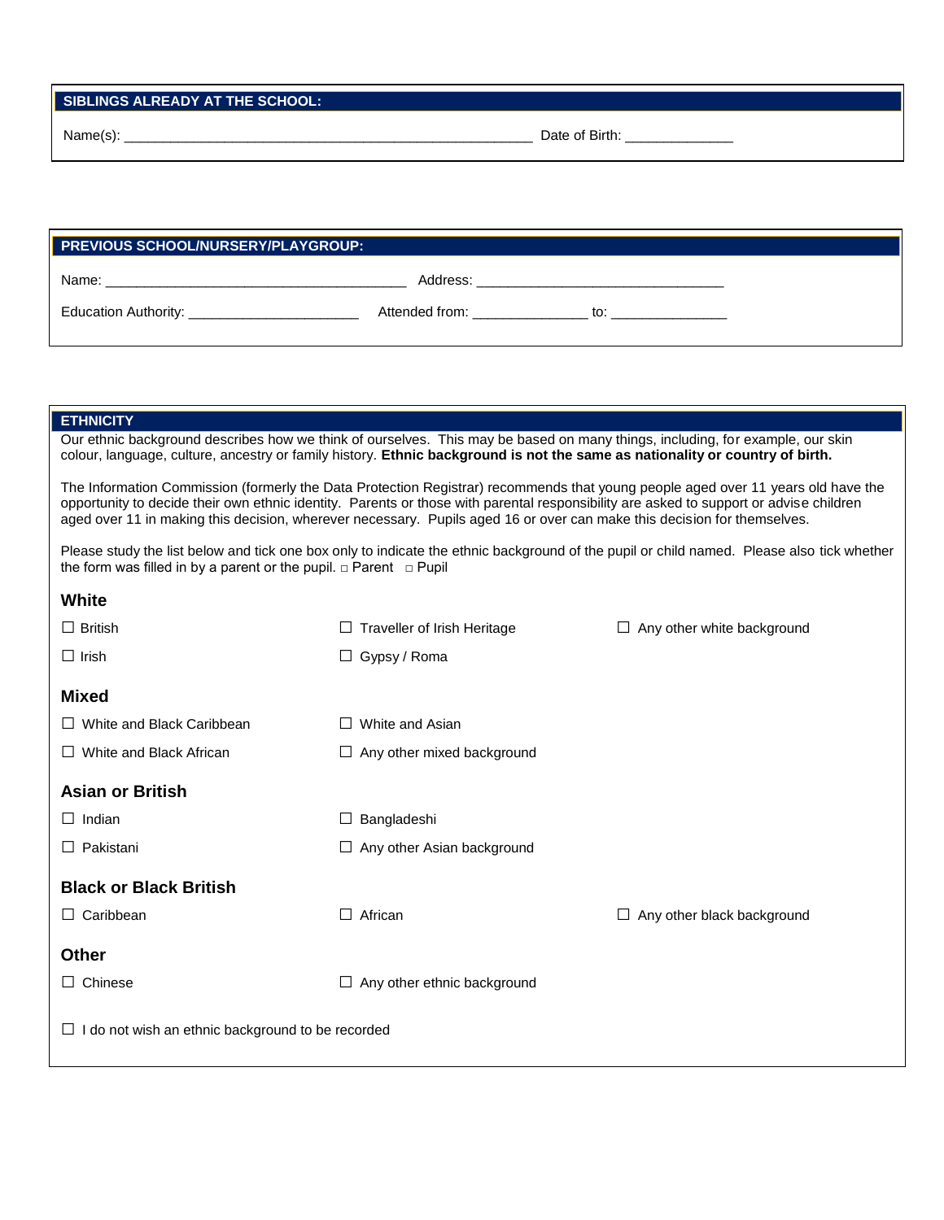## SIBLINGS ALREADY AT THE SCHOOL:

Name(s): ________________________________________________ Date of Birth: _____________

## PREVIOUS SCHOOL/NURSERY/PLAYGROUP:

Name: ___________________________________ Address: _____________________________

Education Authority: ____________________ Attended from: _____________ to: ______________

## ETHNICITY

Our ethnic background describes how we think of ourselves. This may be based on many things, including, for example, our skin colour, language, culture, ancestry or family history. **Ethnic background is not the same as nationality or country of birth.**

The Information Commission (formerly the Data Protection Registrar) recommends that young people aged over 11 years old have the opportunity to decide their own ethnic identity. Parents or those with parental responsibility are asked to support or advise children aged over 11 in making this decision, wherever necessary. Pupils aged 16 or over can make this decision for themselves.

Please study the list below and tick one box only to indicate the ethnic background of the pupil or child named. Please also tick whether the form was filled in by a parent or the pupil. ☐ Parent ☐ Pupil

### White

☐ British ☐ Traveller of Irish Heritage ☐ Any other white background

☐ Irish ☐ Gypsy / Roma

### Mixed

☐ White and Black Caribbean ☐ White and Asian

☐ White and Black African ☐ Any other mixed background

### Asian or British

☐ Indian ☐ Bangladeshi

☐ Pakistani ☐ Any other Asian background

### Black or Black British

☐ Caribbean ☐ African ☐ Any other black background

### Other

☐ Chinese ☐ Any other ethnic background

☐ I do not wish an ethnic background to be recorded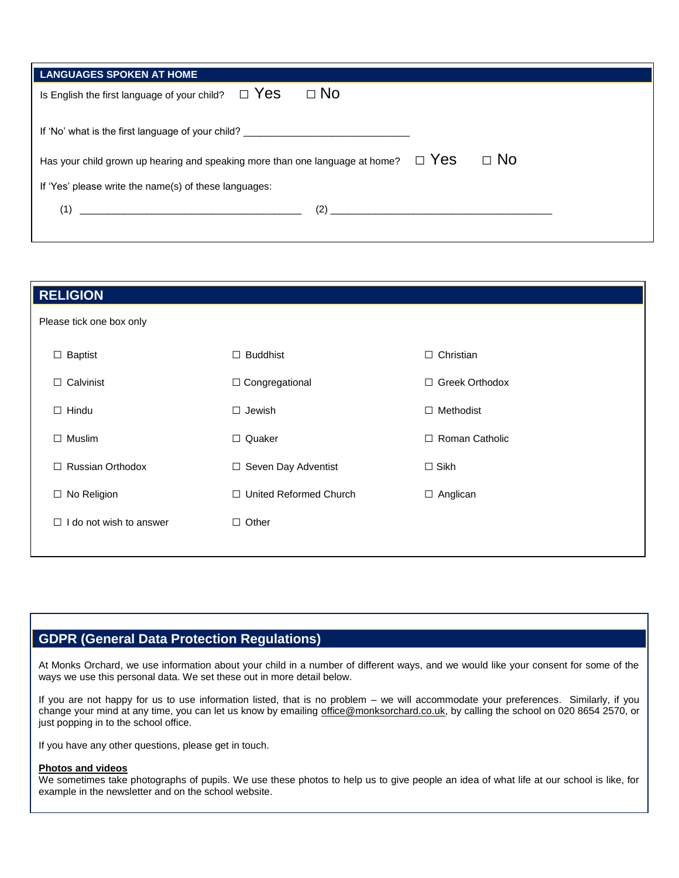## LANGUAGES SPOKEN AT HOME

Is English the first language of your child? ☐ Yes ☐ No

If 'No' what is the first language of your child? ______________________________

Has your child grown up hearing and speaking more than one language at home? ☐ Yes ☐ No

If 'Yes' please write the name(s) of these languages:

(1) ________________________________________ (2) ________________________________________

## RELIGION

Please tick one box only

| | | |
|---|---|---|
| ☐ Baptist | ☐ Buddhist | ☐ Christian |
| ☐ Calvinist | ☐ Congregational | ☐ Greek Orthodox |
| ☐ Hindu | ☐ Jewish | ☐ Methodist |
| ☐ Muslim | ☐ Quaker | ☐ Roman Catholic |
| ☐ Russian Orthodox | ☐ Seven Day Adventist | ☐ Sikh |
| ☐ No Religion | ☐ United Reformed Church | ☐ Anglican |
| ☐ I do not wish to answer | ☐ Other | |

## GDPR (General Data Protection Regulations)

At Monks Orchard, we use information about your child in a number of different ways, and we would like your consent for some of the ways we use this personal data. We set these out in more detail below.

If you are not happy for us to use information listed, that is no problem – we will accommodate your preferences. Similarly, if you change your mind at any time, you can let us know by emailing office@monksorchard.co.uk, by calling the school on 020 8654 2570, or just popping in to the school office.

If you have any other questions, please get in touch.

**Photos and videos**

We sometimes take photographs of pupils. We use these photos to help us to give people an idea of what life at our school is like, for example in the newsletter and on the school website.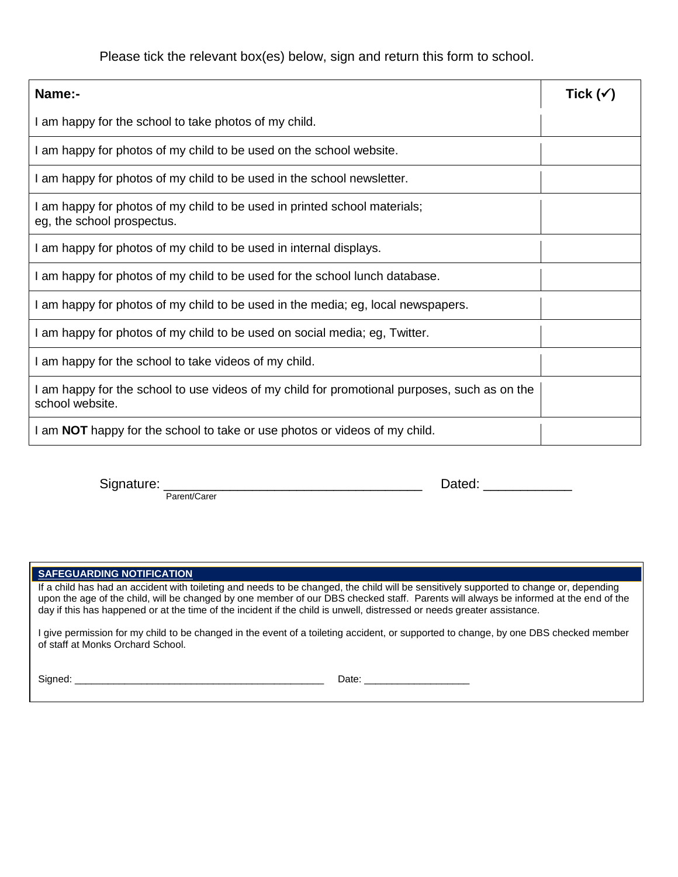Please tick the relevant box(es) below, sign and return this form to school.

| **Name:-** | **Tick (✓)** |
|---|---|
| I am happy for the school to take photos of my child. | |
| I am happy for photos of my child to be used on the school website. | |
| I am happy for photos of my child to be used in the school newsletter. | |
| I am happy for photos of my child to be used in printed school materials; eg, the school prospectus. | |
| I am happy for photos of my child to be used in internal displays. | |
| I am happy for photos of my child to be used for the school lunch database. | |
| I am happy for photos of my child to be used in the media; eg, local newspapers. | |
| I am happy for photos of my child to be used on social media; eg, Twitter. | |
| I am happy for the school to take videos of my child. | |
| I am happy for the school to use videos of my child for promotional purposes, such as on the school website. | |
| I am **NOT** happy for the school to take or use photos or videos of my child. | |

Signature: ___________________________________ Dated: ____________
Parent/Carer

**SAFEGUARDING NOTIFICATION**

If a child has had an accident with toileting and needs to be changed, the child will be sensitively supported to change or, depending upon the age of the child, will be changed by one member of our DBS checked staff. Parents will always be informed at the end of the day if this has happened or at the time of the incident if the child is unwell, distressed or needs greater assistance.

I give permission for my child to be changed in the event of a toileting accident, or supported to change, by one DBS checked member of staff at Monks Orchard School.

Signed: ______________________________________________ Date: ___________________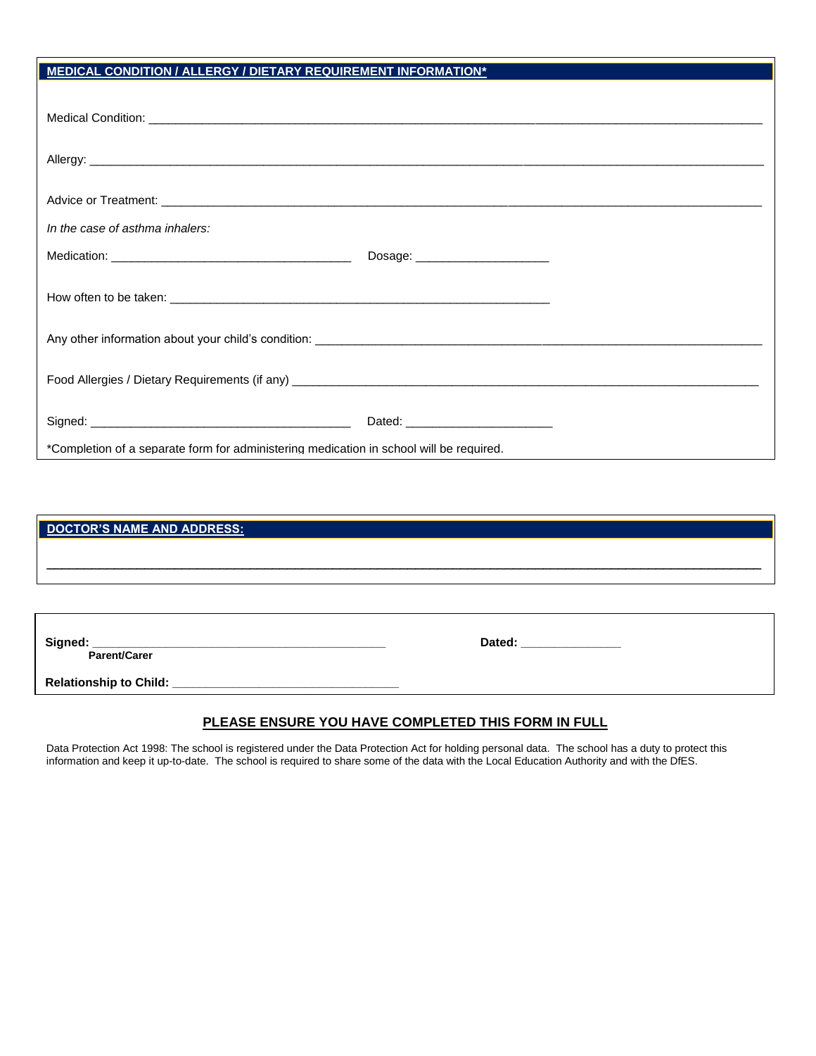## MEDICAL CONDITION / ALLERGY / DIETARY REQUIREMENT INFORMATION*

Medical Condition: ____________________________________________________________________________________

Allergy: ____________________________________________________________________________________________

Advice or Treatment: __________________________________________________________________________________

*In the case of asthma inhalers:*

Medication: ___________________________________ Dosage: ____________________

How often to be taken: ___________________________________________________________

Any other information about your child's condition: ____________________________________________________________

Food Allergies / Dietary Requirements (if any) _________________________________________________________________

Signed: ________________________________________ Dated: ______________________

*Completion of a separate form for administering medication in school will be required.

## DOCTOR'S NAME AND ADDRESS:

____________________________________________________________________________________________

**Signed: ____________________________________________** **Dated: _______________**
**Parent/Carer**

**Relationship to Child: _________________________________**

**PLEASE ENSURE YOU HAVE COMPLETED THIS FORM IN FULL**

Data Protection Act 1998: The school is registered under the Data Protection Act for holding personal data. The school has a duty to protect this information and keep it up-to-date. The school is required to share some of the data with the Local Education Authority and with the DfES.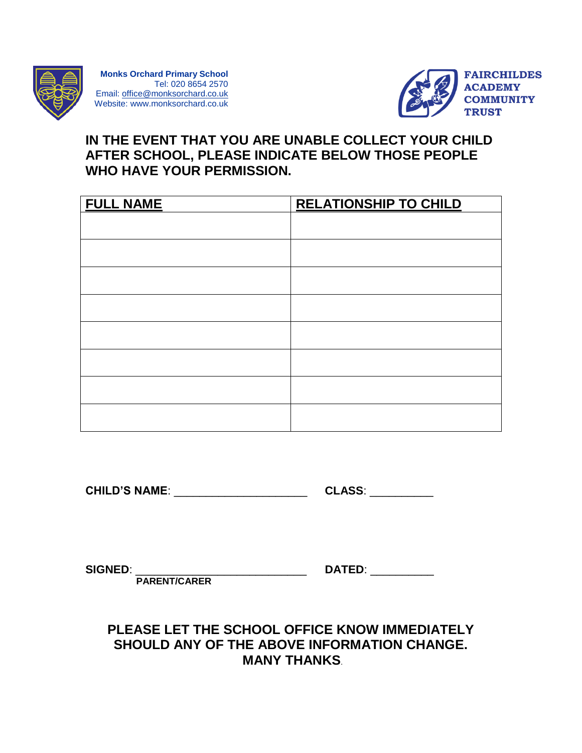**Monks Orchard Primary School**
Tel: 020 8654 2570
Email: office@monksorchard.co.uk
Website: www.monksorchard.co.uk

**FAIRCHILDES ACADEMY COMMUNITY TRUST**

## IN THE EVENT THAT YOU ARE UNABLE COLLECT YOUR CHILD AFTER SCHOOL, PLEASE INDICATE BELOW THOSE PEOPLE WHO HAVE YOUR PERMISSION.

| FULL NAME | RELATIONSHIP TO CHILD |
| --- | --- |
| | |
| | |
| | |
| | |
| | |
| | |
| | |
| | |

**CHILD'S NAME**: ______________________ **CLASS**: __________

**SIGNED**: ____________________________ **DATED**: __________
**PARENT/CARER**

**PLEASE LET THE SCHOOL OFFICE KNOW IMMEDIATELY SHOULD ANY OF THE ABOVE INFORMATION CHANGE. MANY THANKS.**